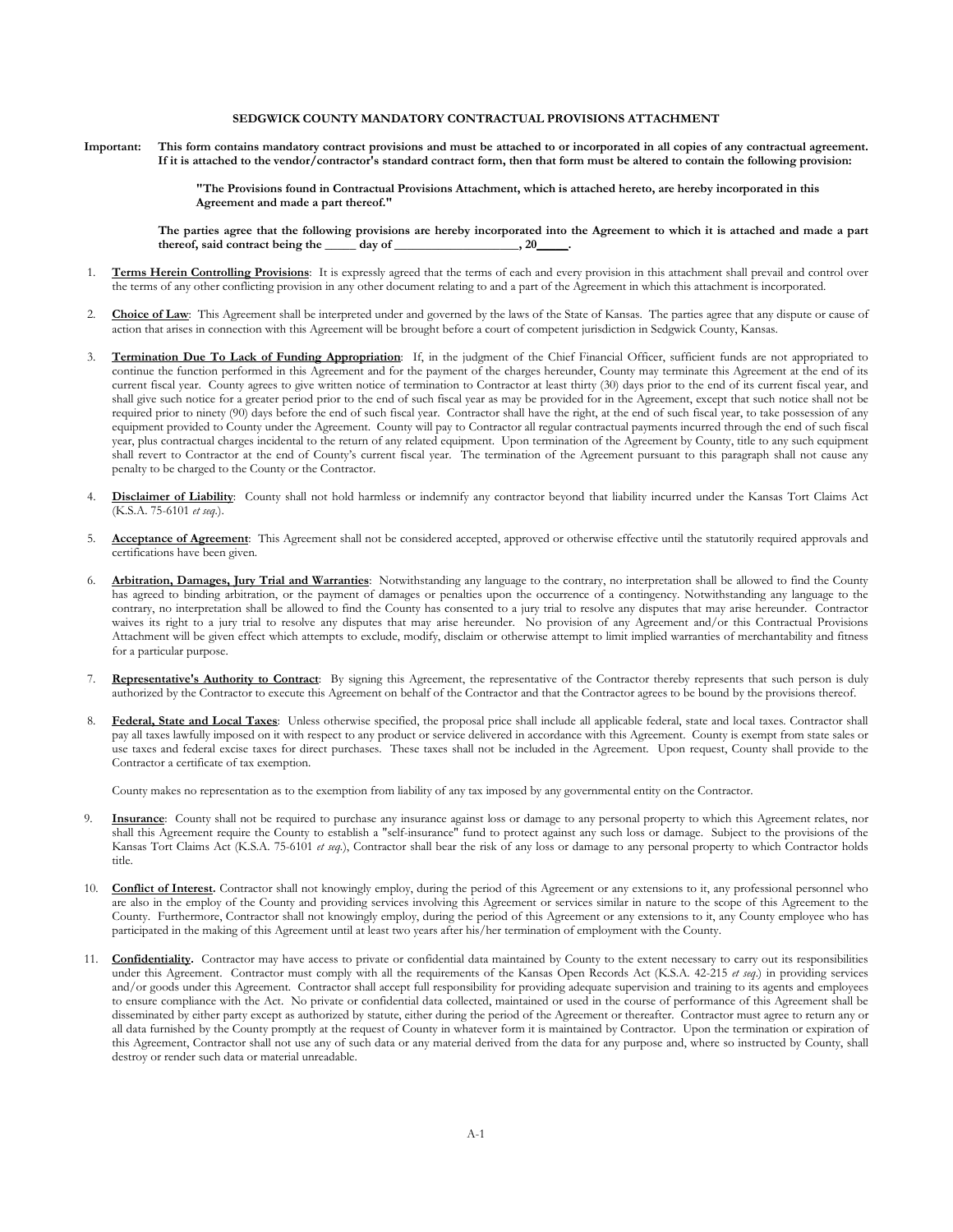# SEDGWICK COUNTY MANDATORY CONTRACTUAL PROVISIONS ATTACHMENT

**Important: This form contains mandatory contract provisions and must be attached to or incorporated in all copies of any contractual agreement. If it is attached to the vendor/contractor's standard contract form, then that form must be altered to contain the following provision:**

> **"The Provisions found in Contractual Provisions Attachment, which is attached hereto, are hereby incorporated in this Agreement and made a part thereof."**

**The parties agree that the following provisions are hereby incorporated into the Agreement to which it is attached and made a part thereof, said contract being the _____ day of ____________________, 20_____.**

1. **Terms Herein Controlling Provisions**: It is expressly agreed that the terms of each and every provision in this attachment shall prevail and control over the terms of any other conflicting provision in any other document relating to and a part of the Agreement in which this attachment is incorporated.

2. **Choice of Law**: This Agreement shall be interpreted under and governed by the laws of the State of Kansas. The parties agree that any dispute or cause of action that arises in connection with this Agreement will be brought before a court of competent jurisdiction in Sedgwick County, Kansas.

3. **Termination Due To Lack of Funding Appropriation**: If, in the judgment of the Chief Financial Officer, sufficient funds are not appropriated to continue the function performed in this Agreement and for the payment of the charges hereunder, County may terminate this Agreement at the end of its current fiscal year. County agrees to give written notice of termination to Contractor at least thirty (30) days prior to the end of its current fiscal year, and shall give such notice for a greater period prior to the end of such fiscal year as may be provided for in the Agreement, except that such notice shall not be required prior to ninety (90) days before the end of such fiscal year. Contractor shall have the right, at the end of such fiscal year, to take possession of any equipment provided to County under the Agreement. County will pay to Contractor all regular contractual payments incurred through the end of such fiscal year, plus contractual charges incidental to the return of any related equipment. Upon termination of the Agreement by County, title to any such equipment shall revert to Contractor at the end of County's current fiscal year. The termination of the Agreement pursuant to this paragraph shall not cause any penalty to be charged to the County or the Contractor.

4. **Disclaimer of Liability**: County shall not hold harmless or indemnify any contractor beyond that liability incurred under the Kansas Tort Claims Act (K.S.A. 75-6101 *et seq*.).

5. **Acceptance of Agreement**: This Agreement shall not be considered accepted, approved or otherwise effective until the statutorily required approvals and certifications have been given.

6. **Arbitration, Damages, Jury Trial and Warranties**: Notwithstanding any language to the contrary, no interpretation shall be allowed to find the County has agreed to binding arbitration, or the payment of damages or penalties upon the occurrence of a contingency. Notwithstanding any language to the contrary, no interpretation shall be allowed to find the County has consented to a jury trial to resolve any disputes that may arise hereunder. Contractor waives its right to a jury trial to resolve any disputes that may arise hereunder. No provision of any Agreement and/or this Contractual Provisions Attachment will be given effect which attempts to exclude, modify, disclaim or otherwise attempt to limit implied warranties of merchantability and fitness for a particular purpose.

7. **Representative's Authority to Contract**: By signing this Agreement, the representative of the Contractor thereby represents that such person is duly authorized by the Contractor to execute this Agreement on behalf of the Contractor and that the Contractor agrees to be bound by the provisions thereof.

8. **Federal, State and Local Taxes**: Unless otherwise specified, the proposal price shall include all applicable federal, state and local taxes. Contractor shall pay all taxes lawfully imposed on it with respect to any product or service delivered in accordance with this Agreement. County is exempt from state sales or use taxes and federal excise taxes for direct purchases. These taxes shall not be included in the Agreement. Upon request, County shall provide to the Contractor a certificate of tax exemption.

   County makes no representation as to the exemption from liability of any tax imposed by any governmental entity on the Contractor.

9. **Insurance**: County shall not be required to purchase any insurance against loss or damage to any personal property to which this Agreement relates, nor shall this Agreement require the County to establish a "self-insurance" fund to protect against any such loss or damage. Subject to the provisions of the Kansas Tort Claims Act (K.S.A. 75-6101 *et seq*.), Contractor shall bear the risk of any loss or damage to any personal property to which Contractor holds title.

10. **Conflict of Interest.** Contractor shall not knowingly employ, during the period of this Agreement or any extensions to it, any professional personnel who are also in the employ of the County and providing services involving this Agreement or services similar in nature to the scope of this Agreement to the County. Furthermore, Contractor shall not knowingly employ, during the period of this Agreement or any extensions to it, any County employee who has participated in the making of this Agreement until at least two years after his/her termination of employment with the County.

11. **Confidentiality.** Contractor may have access to private or confidential data maintained by County to the extent necessary to carry out its responsibilities under this Agreement. Contractor must comply with all the requirements of the Kansas Open Records Act (K.S.A. 42-215 *et seq*.) in providing services and/or goods under this Agreement. Contractor shall accept full responsibility for providing adequate supervision and training to its agents and employees to ensure compliance with the Act. No private or confidential data collected, maintained or used in the course of performance of this Agreement shall be disseminated by either party except as authorized by statute, either during the period of the Agreement or thereafter. Contractor must agree to return any or all data furnished by the County promptly at the request of County in whatever form it is maintained by Contractor. Upon the termination or expiration of this Agreement, Contractor shall not use any of such data or any material derived from the data for any purpose and, where so instructed by County, shall destroy or render such data or material unreadable.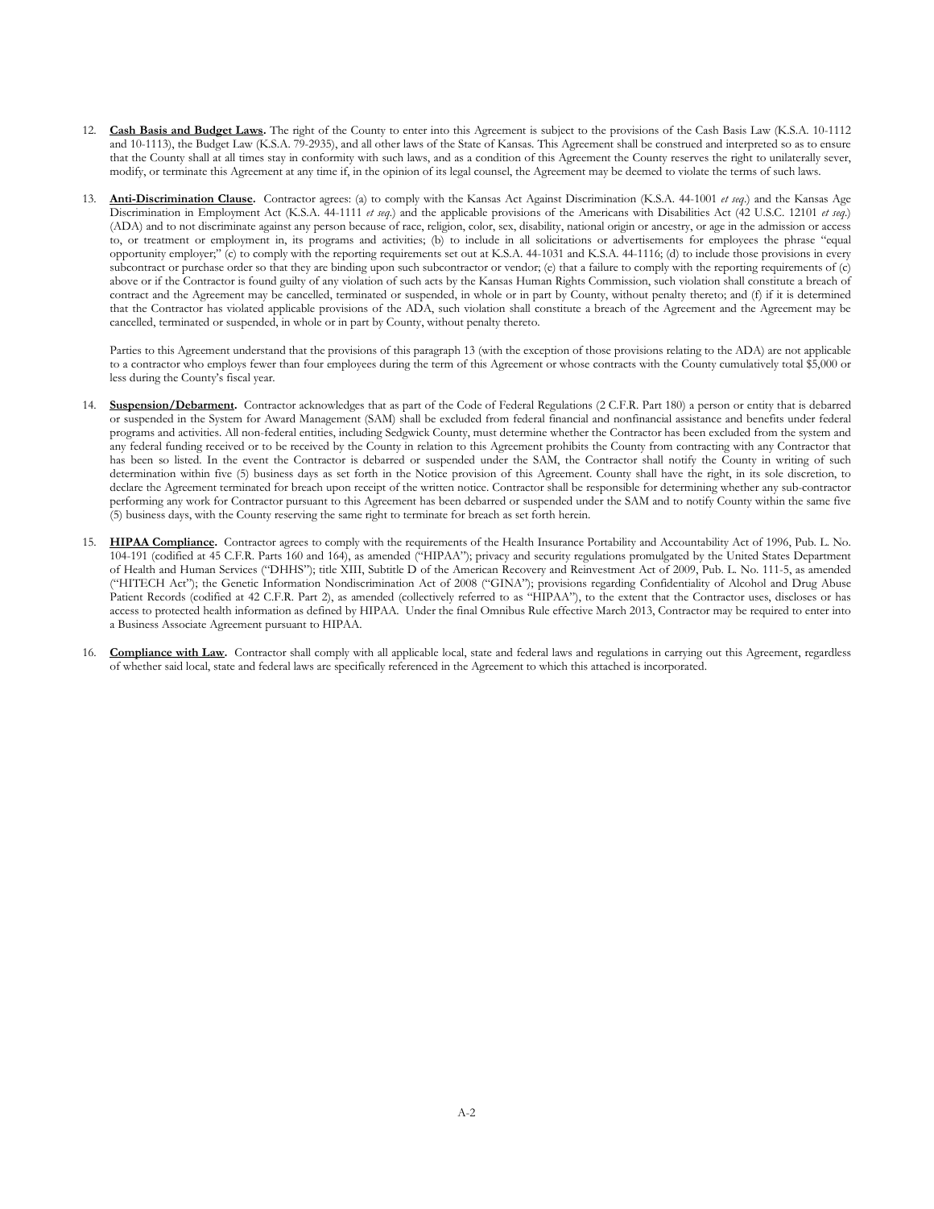12. **Cash Basis and Budget Laws.** The right of the County to enter into this Agreement is subject to the provisions of the Cash Basis Law (K.S.A. 10-1112 and 10-1113), the Budget Law (K.S.A. 79-2935), and all other laws of the State of Kansas. This Agreement shall be construed and interpreted so as to ensure that the County shall at all times stay in conformity with such laws, and as a condition of this Agreement the County reserves the right to unilaterally sever, modify, or terminate this Agreement at any time if, in the opinion of its legal counsel, the Agreement may be deemed to violate the terms of such laws.

13. **Anti-Discrimination Clause.** Contractor agrees: (a) to comply with the Kansas Act Against Discrimination (K.S.A. 44-1001 *et seq*.) and the Kansas Age Discrimination in Employment Act (K.S.A. 44-1111 *et seq*.) and the applicable provisions of the Americans with Disabilities Act (42 U.S.C. 12101 *et seq*.) (ADA) and to not discriminate against any person because of race, religion, color, sex, disability, national origin or ancestry, or age in the admission or access to, or treatment or employment in, its programs and activities; (b) to include in all solicitations or advertisements for employees the phrase "equal opportunity employer;" (c) to comply with the reporting requirements set out at K.S.A. 44-1031 and K.S.A. 44-1116; (d) to include those provisions in every subcontract or purchase order so that they are binding upon such subcontractor or vendor; (e) that a failure to comply with the reporting requirements of (c) above or if the Contractor is found guilty of any violation of such acts by the Kansas Human Rights Commission, such violation shall constitute a breach of contract and the Agreement may be cancelled, terminated or suspended, in whole or in part by County, without penalty thereto; and (f) if it is determined that the Contractor has violated applicable provisions of the ADA, such violation shall constitute a breach of the Agreement and the Agreement may be cancelled, terminated or suspended, in whole or in part by County, without penalty thereto.

    Parties to this Agreement understand that the provisions of this paragraph 13 (with the exception of those provisions relating to the ADA) are not applicable to a contractor who employs fewer than four employees during the term of this Agreement or whose contracts with the County cumulatively total $5,000 or less during the County's fiscal year.

14. **Suspension/Debarment.** Contractor acknowledges that as part of the Code of Federal Regulations (2 C.F.R. Part 180) a person or entity that is debarred or suspended in the System for Award Management (SAM) shall be excluded from federal financial and nonfinancial assistance and benefits under federal programs and activities. All non-federal entities, including Sedgwick County, must determine whether the Contractor has been excluded from the system and any federal funding received or to be received by the County in relation to this Agreement prohibits the County from contracting with any Contractor that has been so listed. In the event the Contractor is debarred or suspended under the SAM, the Contractor shall notify the County in writing of such determination within five (5) business days as set forth in the Notice provision of this Agreement. County shall have the right, in its sole discretion, to declare the Agreement terminated for breach upon receipt of the written notice. Contractor shall be responsible for determining whether any sub-contractor performing any work for Contractor pursuant to this Agreement has been debarred or suspended under the SAM and to notify County within the same five (5) business days, with the County reserving the same right to terminate for breach as set forth herein.

15. **HIPAA Compliance.** Contractor agrees to comply with the requirements of the Health Insurance Portability and Accountability Act of 1996, Pub. L. No. 104-191 (codified at 45 C.F.R. Parts 160 and 164), as amended ("HIPAA"); privacy and security regulations promulgated by the United States Department of Health and Human Services ("DHHS"); title XIII, Subtitle D of the American Recovery and Reinvestment Act of 2009, Pub. L. No. 111-5, as amended ("HITECH Act"); the Genetic Information Nondiscrimination Act of 2008 ("GINA"); provisions regarding Confidentiality of Alcohol and Drug Abuse Patient Records (codified at 42 C.F.R. Part 2), as amended (collectively referred to as "HIPAA"), to the extent that the Contractor uses, discloses or has access to protected health information as defined by HIPAA. Under the final Omnibus Rule effective March 2013, Contractor may be required to enter into a Business Associate Agreement pursuant to HIPAA.

16. **Compliance with Law.** Contractor shall comply with all applicable local, state and federal laws and regulations in carrying out this Agreement, regardless of whether said local, state and federal laws are specifically referenced in the Agreement to which this attached is incorporated.